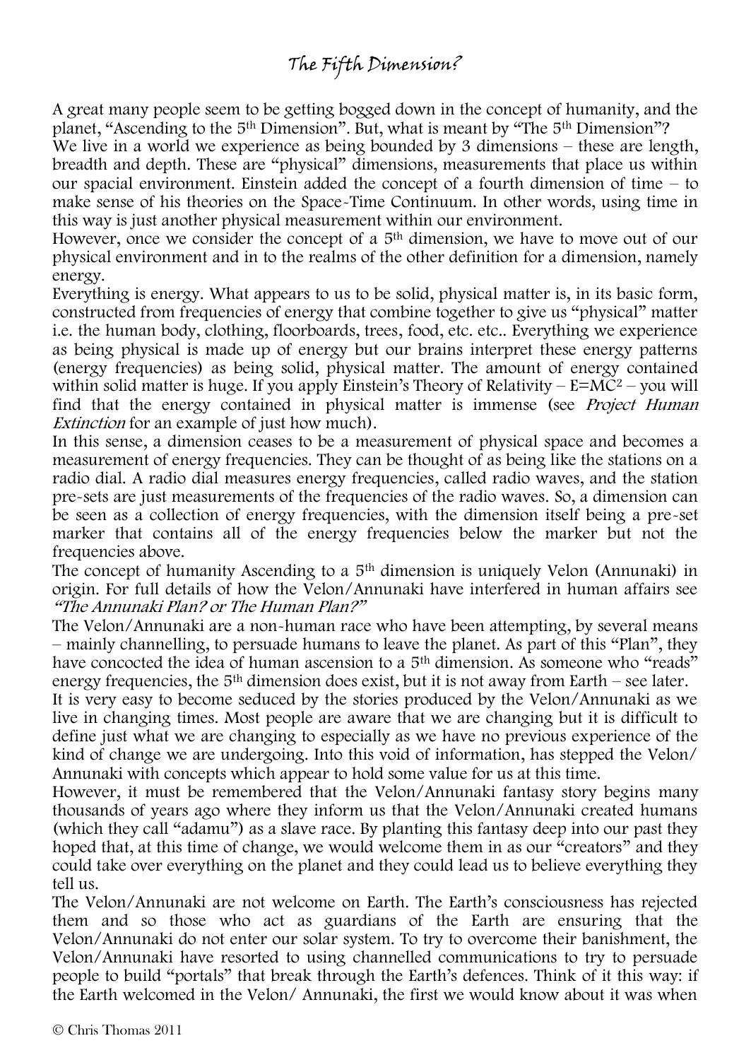# The Fifth Dimension?

A great many people seem to be getting bogged down in the concept of humanity, and the planet, "Ascending to the 5th Dimension". But, what is meant by "The 5th Dimension"?

We live in a world we experience as being bounded by 3 dimensions – these are length, breadth and depth. These are "physical" dimensions, measurements that place us within our spacial environment. Einstein added the concept of a fourth dimension of time – to make sense of his theories on the Space-Time Continuum. In other words, using time in this way is just another physical measurement within our environment.

However, once we consider the concept of a 5th dimension, we have to move out of our physical environment and in to the realms of the other definition for a dimension, namely energy.

Everything is energy. What appears to us to be solid, physical matter is, in its basic form, constructed from frequencies of energy that combine together to give us "physical" matter i.e. the human body, clothing, floorboards, trees, food, etc. etc.. Everything we experience as being physical is made up of energy but our brains interpret these energy patterns (energy frequencies) as being solid, physical matter. The amount of energy contained within solid matter is huge. If you apply Einstein's Theory of Relativity – $E=MC^2$ – you will find that the energy contained in physical matter is immense (see *Project Human Extinction* for an example of just how much).

In this sense, a dimension ceases to be a measurement of physical space and becomes a measurement of energy frequencies. They can be thought of as being like the stations on a radio dial. A radio dial measures energy frequencies, called radio waves, and the station pre-sets are just measurements of the frequencies of the radio waves. So, a dimension can be seen as a collection of energy frequencies, with the dimension itself being a pre-set marker that contains all of the energy frequencies below the marker but not the frequencies above.

The concept of humanity Ascending to a 5th dimension is uniquely Velon (Annunaki) in origin. For full details of how the Velon/Annunaki have interfered in human affairs see *"The Annunaki Plan? or The Human Plan?"*

The Velon/Annunaki are a non-human race who have been attempting, by several means – mainly channelling, to persuade humans to leave the planet. As part of this "Plan", they have concocted the idea of human ascension to a 5th dimension. As someone who "reads" energy frequencies, the 5th dimension does exist, but it is not away from Earth – see later.

It is very easy to become seduced by the stories produced by the Velon/Annunaki as we live in changing times. Most people are aware that we are changing but it is difficult to define just what we are changing to especially as we have no previous experience of the kind of change we are undergoing. Into this void of information, has stepped the Velon/ Annunaki with concepts which appear to hold some value for us at this time.

However, it must be remembered that the Velon/Annunaki fantasy story begins many thousands of years ago where they inform us that the Velon/Annunaki created humans (which they call "adamu") as a slave race. By planting this fantasy deep into our past they hoped that, at this time of change, we would welcome them in as our "creators" and they could take over everything on the planet and they could lead us to believe everything they tell us.

The Velon/Annunaki are not welcome on Earth. The Earth's consciousness has rejected them and so those who act as guardians of the Earth are ensuring that the Velon/Annunaki do not enter our solar system. To try to overcome their banishment, the Velon/Annunaki have resorted to using channelled communications to try to persuade people to build "portals" that break through the Earth's defences. Think of it this way: if the Earth welcomed in the Velon/ Annunaki, the first we would know about it was when

© Chris Thomas 2011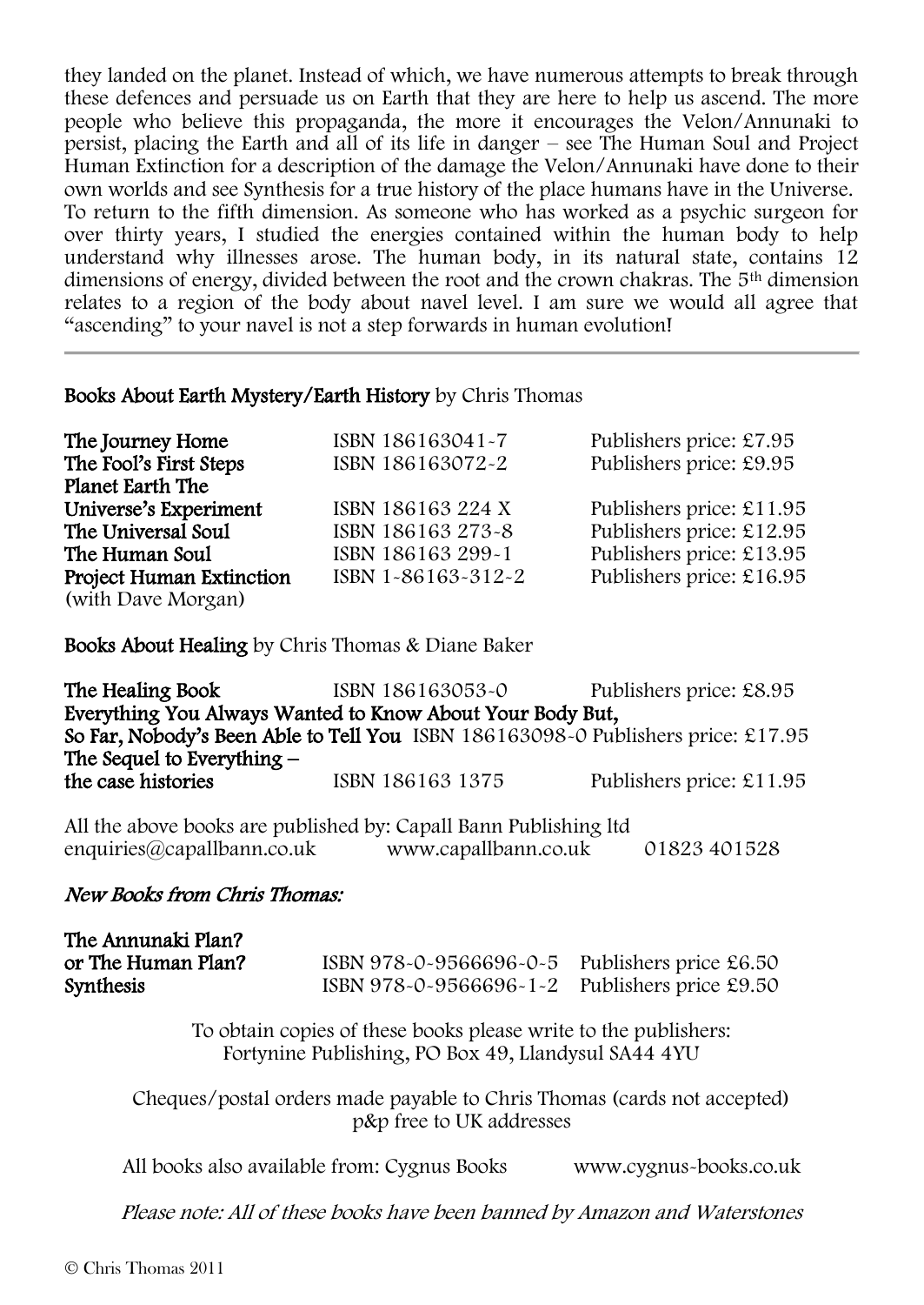they landed on the planet. Instead of which, we have numerous attempts to break through these defences and persuade us on Earth that they are here to help us ascend. The more people who believe this propaganda, the more it encourages the Velon/Annunaki to persist, placing the Earth and all of its life in danger – see The Human Soul and Project Human Extinction for a description of the damage the Velon/Annunaki have done to their own worlds and see Synthesis for a true history of the place humans have in the Universe.

To return to the fifth dimension. As someone who has worked as a psychic surgeon for over thirty years, I studied the energies contained within the human body to help understand why illnesses arose. The human body, in its natural state, contains 12 dimensions of energy, divided between the root and the crown chakras. The 5th dimension relates to a region of the body about navel level. I am sure we would all agree that "ascending" to your navel is not a step forwards in human evolution!

---

**Books About Earth Mystery/Earth History** by Chris Thomas

| | | |
|---|---|---|
| **The Journey Home** | ISBN 186163041-7 | Publishers price: £7.95 |
| **The Fool's First Steps** | ISBN 186163072-2 | Publishers price: £9.95 |
| **Planet Earth The Universe's Experiment** | ISBN 186163 224 X | Publishers price: £11.95 |
| **The Universal Soul** | ISBN 186163 273-8 | Publishers price: £12.95 |
| **The Human Soul** | ISBN 186163 299-1 | Publishers price: £13.95 |
| **Project Human Extinction** (with Dave Morgan) | ISBN 1-86163-312-2 | Publishers price: £16.95 |

**Books About Healing** by Chris Thomas & Diane Baker

| | | |
|---|---|---|
| **The Healing Book** | ISBN 186163053-0 | Publishers price: £8.95 |
| **Everything You Always Wanted to Know About Your Body But, So Far, Nobody's Been Able to Tell You** | ISBN 186163098-0 | Publishers price: £17.95 |
| **The Sequel to Everything – the case histories** | ISBN 186163 1375 | Publishers price: £11.95 |

All the above books are published by: Capall Bann Publishing ltd
enquiries@capallbann.co.uk www.capallbann.co.uk 01823 401528

***New Books from Chris Thomas:***

| | | |
|---|---|---|
| **The Annunaki Plan? or The Human Plan?** | ISBN 978-0-9566696-0-5 | Publishers price £6.50 |
| **Synthesis** | ISBN 978-0-9566696-1-2 | Publishers price £9.50 |

To obtain copies of these books please write to the publishers:
Fortynine Publishing, PO Box 49, Llandysul SA44 4YU

Cheques/postal orders made payable to Chris Thomas (cards not accepted)
p&p free to UK addresses

All books also available from: Cygnus Books www.cygnus-books.co.uk

*Please note: All of these books have been banned by Amazon and Waterstones*

© Chris Thomas 2011